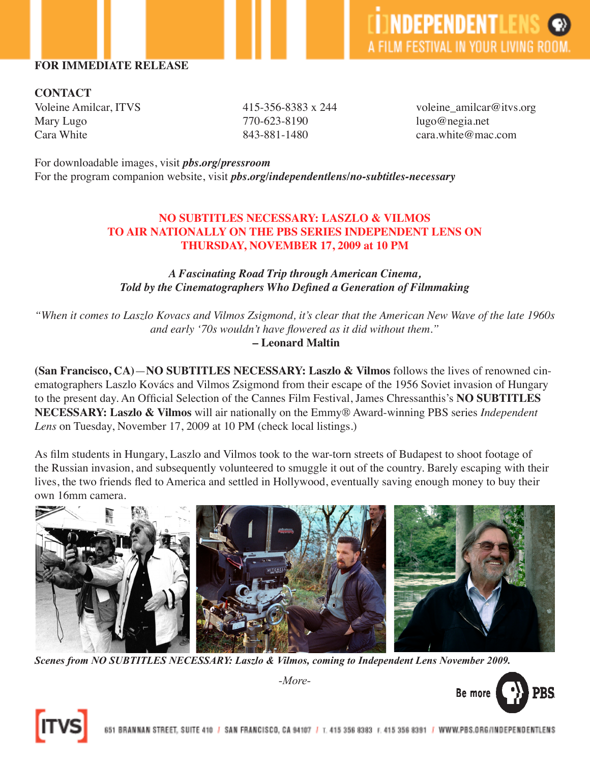**FOR IMMEDIATE RELEASE**

**CONTACT**

| | | |
|---|---|---|
| Voleine Amilcar, ITVS | 415-356-8383 x 244 | voleine_amilcar@itvs.org |
| Mary Lugo | 770-623-8190 | lugo@negia.net |
| Cara White | 843-881-1480 | cara.white@mac.com |

For downloadable images, visit ***pbs.org/pressroom***
For the program companion website, visit ***pbs.org/independentlens/no-subtitles-necessary***

## NO SUBTITLES NECESSARY: LASZLO & VILMOS TO AIR NATIONALLY ON THE PBS SERIES INDEPENDENT LENS ON THURSDAY, NOVEMBER 17, 2009 at 10 PM

***A Fascinating Road Trip through American Cinema, Told by the Cinematographers Who Defined a Generation of Filmmaking***

*"When it comes to Laszlo Kovacs and Vilmos Zsigmond, it's clear that the American New Wave of the late 1960s and early '70s wouldn't have flowered as it did without them."*
**– Leonard Maltin**

**(San Francisco, CA)**—**NO SUBTITLES NECESSARY: Laszlo & Vilmos** follows the lives of renowned cinematographers Laszlo Kovács and Vilmos Zsigmond from their escape of the 1956 Soviet invasion of Hungary to the present day. An Official Selection of the Cannes Film Festival, James Chressanthis's **NO SUBTITLES NECESSARY: Laszlo & Vilmos** will air nationally on the Emmy® Award-winning PBS series *Independent Lens* on Tuesday, November 17, 2009 at 10 PM (check local listings.)

As film students in Hungary, Laszlo and Vilmos took to the war-torn streets of Budapest to shoot footage of the Russian invasion, and subsequently volunteered to smuggle it out of the country. Barely escaping with their lives, the two friends fled to America and settled in Hollywood, eventually saving enough money to buy their own 16mm camera.

***Scenes from NO SUBTITLES NECESSARY: Laszlo & Vilmos, coming to Independent Lens November 2009.***

*-More-*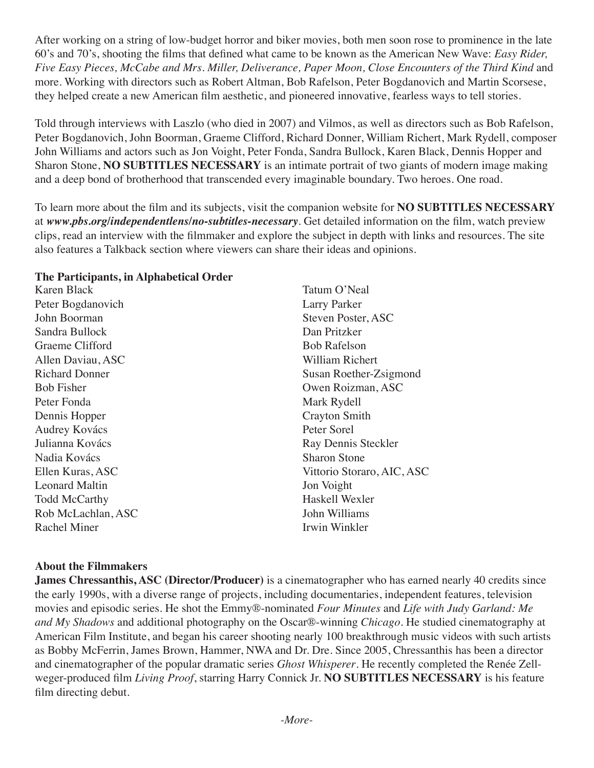After working on a string of low-budget horror and biker movies, both men soon rose to prominence in the late 60's and 70's, shooting the films that defined what came to be known as the American New Wave: *Easy Rider, Five Easy Pieces, McCabe and Mrs. Miller, Deliverance, Paper Moon, Close Encounters of the Third Kind* and more. Working with directors such as Robert Altman, Bob Rafelson, Peter Bogdanovich and Martin Scorsese, they helped create a new American film aesthetic, and pioneered innovative, fearless ways to tell stories.

Told through interviews with Laszlo (who died in 2007) and Vilmos, as well as directors such as Bob Rafelson, Peter Bogdanovich, John Boorman, Graeme Clifford, Richard Donner, William Richert, Mark Rydell, composer John Williams and actors such as Jon Voight, Peter Fonda, Sandra Bullock, Karen Black, Dennis Hopper and Sharon Stone, **NO SUBTITLES NECESSARY** is an intimate portrait of two giants of modern image making and a deep bond of brotherhood that transcended every imaginable boundary. Two heroes. One road.

To learn more about the film and its subjects, visit the companion website for **NO SUBTITLES NECESSARY** at ***www.pbs.org/independentlens/no-subtitles-necessary***. Get detailed information on the film, watch preview clips, read an interview with the filmmaker and explore the subject in depth with links and resources. The site also features a Talkback section where viewers can share their ideas and opinions.

**The Participants, in Alphabetical Order**

Karen Black
Peter Bogdanovich
John Boorman
Sandra Bullock
Graeme Clifford
Allen Daviau, ASC
Richard Donner
Bob Fisher
Peter Fonda
Dennis Hopper
Audrey Kovács
Julianna Kovács
Nadia Kovács
Ellen Kuras, ASC
Leonard Maltin
Todd McCarthy
Rob McLachlan, ASC
Rachel Miner
Tatum O'Neal
Larry Parker
Steven Poster, ASC
Dan Pritzker
Bob Rafelson
William Richert
Susan Roether-Zsigmond
Owen Roizman, ASC
Mark Rydell
Crayton Smith
Peter Sorel
Ray Dennis Steckler
Sharon Stone
Vittorio Storaro, AIC, ASC
Jon Voight
Haskell Wexler
John Williams
Irwin Winkler

**About the Filmmakers**

**James Chressanthis, ASC (Director/Producer)** is a cinematographer who has earned nearly 40 credits since the early 1990s, with a diverse range of projects, including documentaries, independent features, television movies and episodic series. He shot the Emmy®-nominated *Four Minutes* and *Life with Judy Garland: Me and My Shadows* and additional photography on the Oscar®-winning *Chicago*. He studied cinematography at American Film Institute, and began his career shooting nearly 100 breakthrough music videos with such artists as Bobby McFerrin, James Brown, Hammer, NWA and Dr. Dre. Since 2005, Chressanthis has been a director and cinematographer of the popular dramatic series *Ghost Whisperer*. He recently completed the Renée Zellweger-produced film *Living Proof*, starring Harry Connick Jr. **NO SUBTITLES NECESSARY** is his feature film directing debut.

*-More-*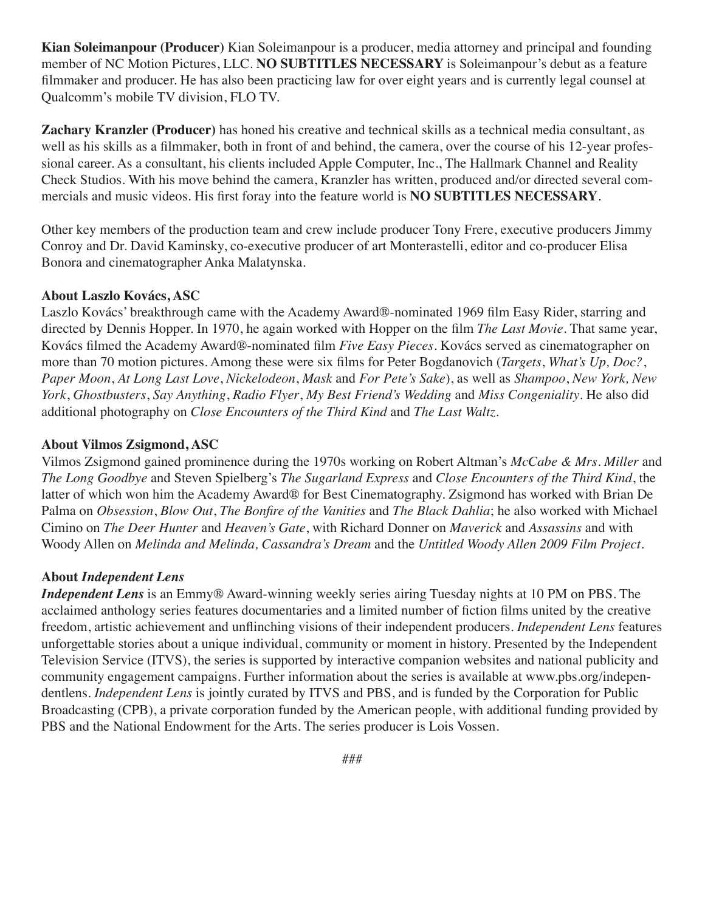**Kian Soleimanpour (Producer)** Kian Soleimanpour is a producer, media attorney and principal and founding member of NC Motion Pictures, LLC. **NO SUBTITLES NECESSARY** is Soleimanpour's debut as a feature filmmaker and producer. He has also been practicing law for over eight years and is currently legal counsel at Qualcomm's mobile TV division, FLO TV.

**Zachary Kranzler (Producer)** has honed his creative and technical skills as a technical media consultant, as well as his skills as a filmmaker, both in front of and behind, the camera, over the course of his 12-year professional career. As a consultant, his clients included Apple Computer, Inc., The Hallmark Channel and Reality Check Studios. With his move behind the camera, Kranzler has written, produced and/or directed several commercials and music videos. His first foray into the feature world is **NO SUBTITLES NECESSARY**.

Other key members of the production team and crew include producer Tony Frere, executive producers Jimmy Conroy and Dr. David Kaminsky, co-executive producer of art Monterastelli, editor and co-producer Elisa Bonora and cinematographer Anka Malatynska.

**About Laszlo Kovács, ASC**

Laszlo Kovács' breakthrough came with the Academy Award®-nominated 1969 film Easy Rider, starring and directed by Dennis Hopper. In 1970, he again worked with Hopper on the film *The Last Movie*. That same year, Kovács filmed the Academy Award®-nominated film *Five Easy Pieces*. Kovács served as cinematographer on more than 70 motion pictures. Among these were six films for Peter Bogdanovich (*Targets*, *What's Up, Doc?*, *Paper Moon*, *At Long Last Love*, *Nickelodeon*, *Mask* and *For Pete's Sake*), as well as *Shampoo*, *New York, New York*, *Ghostbusters*, *Say Anything*, *Radio Flyer*, *My Best Friend's Wedding* and *Miss Congeniality*. He also did additional photography on *Close Encounters of the Third Kind* and *The Last Waltz*.

**About Vilmos Zsigmond, ASC**

Vilmos Zsigmond gained prominence during the 1970s working on Robert Altman's *McCabe & Mrs. Miller* and *The Long Goodbye* and Steven Spielberg's *The Sugarland Express* and *Close Encounters of the Third Kind*, the latter of which won him the Academy Award® for Best Cinematography. Zsigmond has worked with Brian De Palma on *Obsession*, *Blow Out*, *The Bonfire of the Vanities* and *The Black Dahlia*; he also worked with Michael Cimino on *The Deer Hunter* and *Heaven's Gate*, with Richard Donner on *Maverick* and *Assassins* and with Woody Allen on *Melinda and Melinda, Cassandra's Dream* and the *Untitled Woody Allen 2009 Film Project*.

**About *Independent Lens***

***Independent Lens*** is an Emmy® Award-winning weekly series airing Tuesday nights at 10 PM on PBS. The acclaimed anthology series features documentaries and a limited number of fiction films united by the creative freedom, artistic achievement and unflinching visions of their independent producers. *Independent Lens* features unforgettable stories about a unique individual, community or moment in history. Presented by the Independent Television Service (ITVS), the series is supported by interactive companion websites and national publicity and community engagement campaigns. Further information about the series is available at www.pbs.org/independentlens. *Independent Lens* is jointly curated by ITVS and PBS, and is funded by the Corporation for Public Broadcasting (CPB), a private corporation funded by the American people, with additional funding provided by PBS and the National Endowment for the Arts. The series producer is Lois Vossen.

###